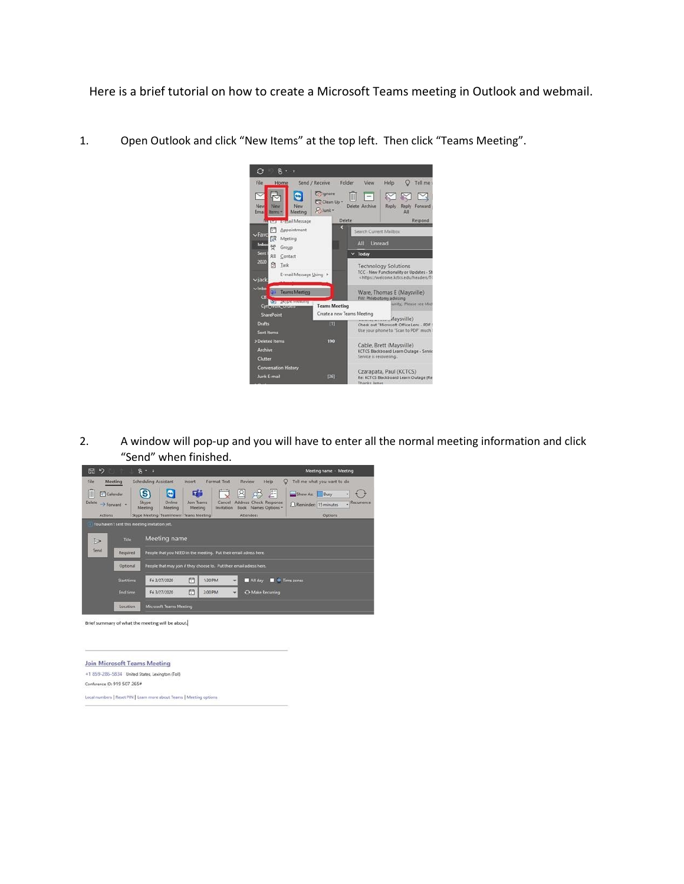Here is a brief tutorial on how to create a Microsoft Teams meeting in Outlook and webmail.

1. Open Outlook and click “New Items” at the top left. Then click “Teams Meeting”.

2. A window will pop-up and you will have to enter all the normal meeting information and click “Send” when finished.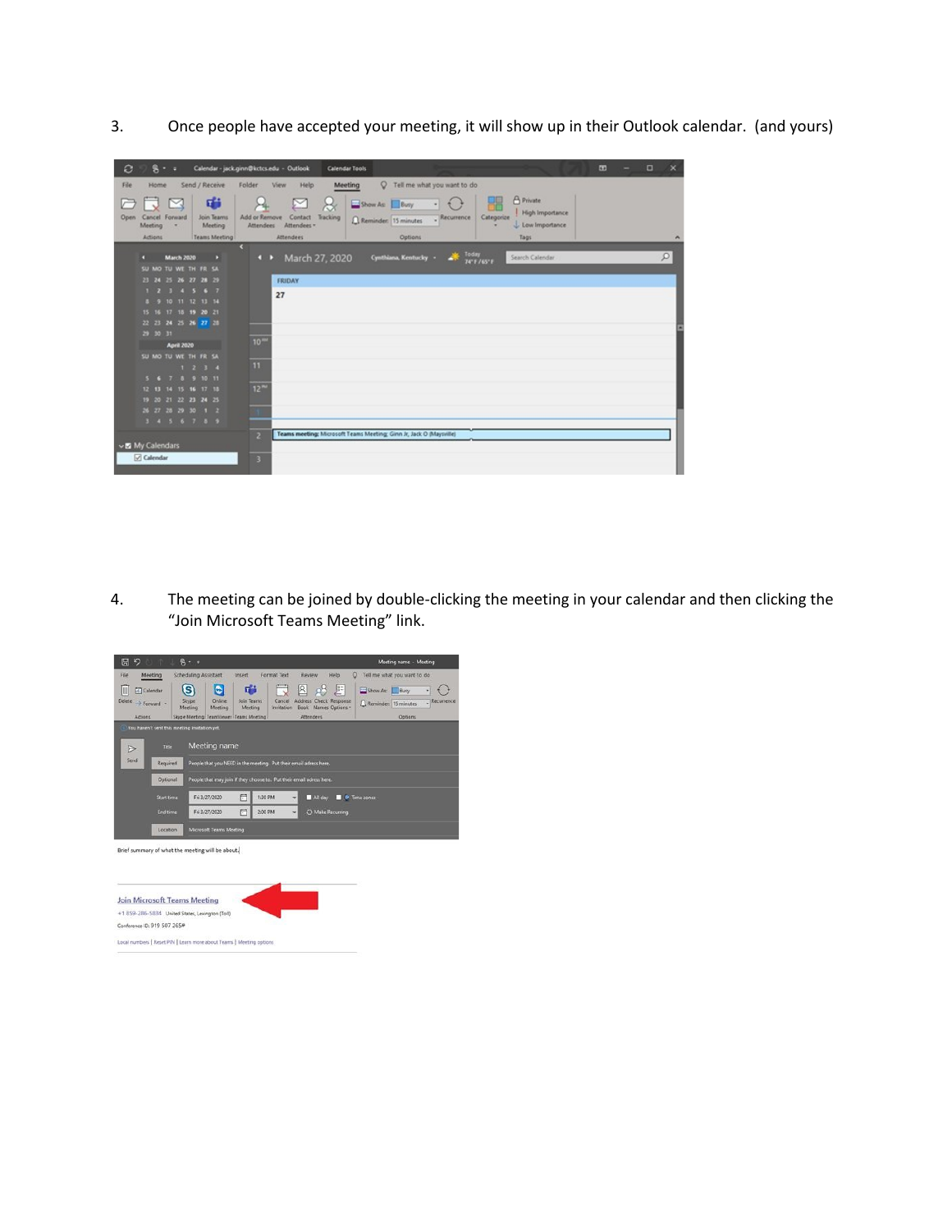3. Once people have accepted your meeting, it will show up in their Outlook calendar. (and yours)

4. The meeting can be joined by double-clicking the meeting in your calendar and then clicking the "Join Microsoft Teams Meeting" link.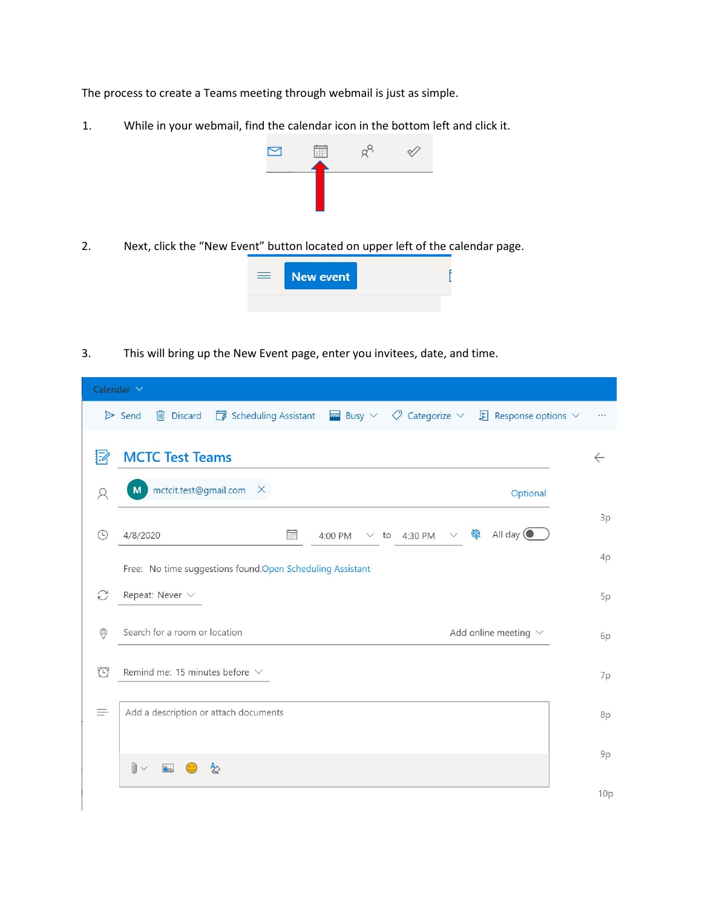The process to create a Teams meeting through webmail is just as simple.

1. While in your webmail, find the calendar icon in the bottom left and click it.

2. Next, click the "New Event" button located on upper left of the calendar page.

3. This will bring up the New Event page, enter you invitees, date, and time.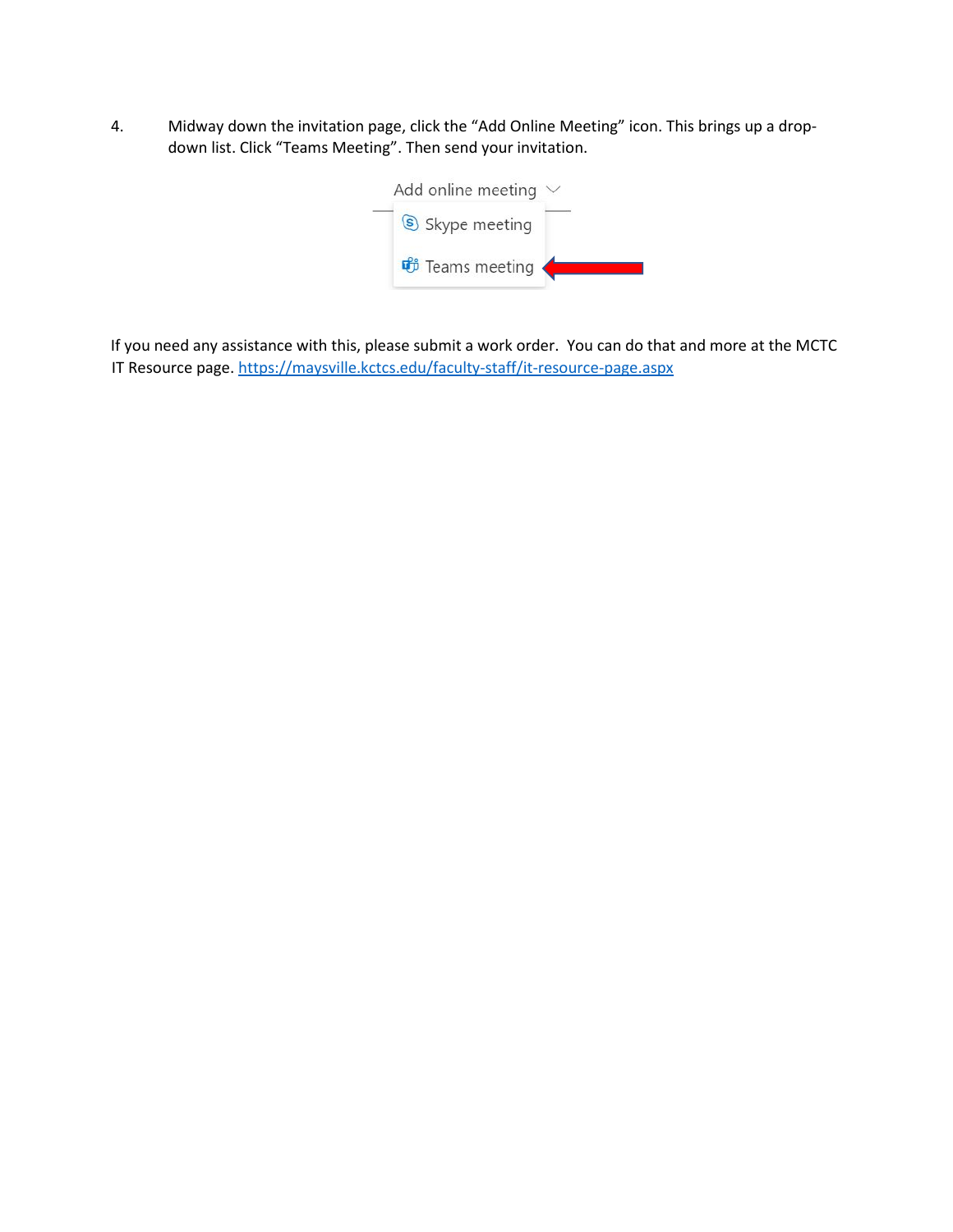4. Midway down the invitation page, click the "Add Online Meeting" icon. This brings up a drop-down list. Click "Teams Meeting". Then send your invitation.

If you need any assistance with this, please submit a work order. You can do that and more at the MCTC IT Resource page. https://maysville.kctcs.edu/faculty-staff/it-resource-page.aspx